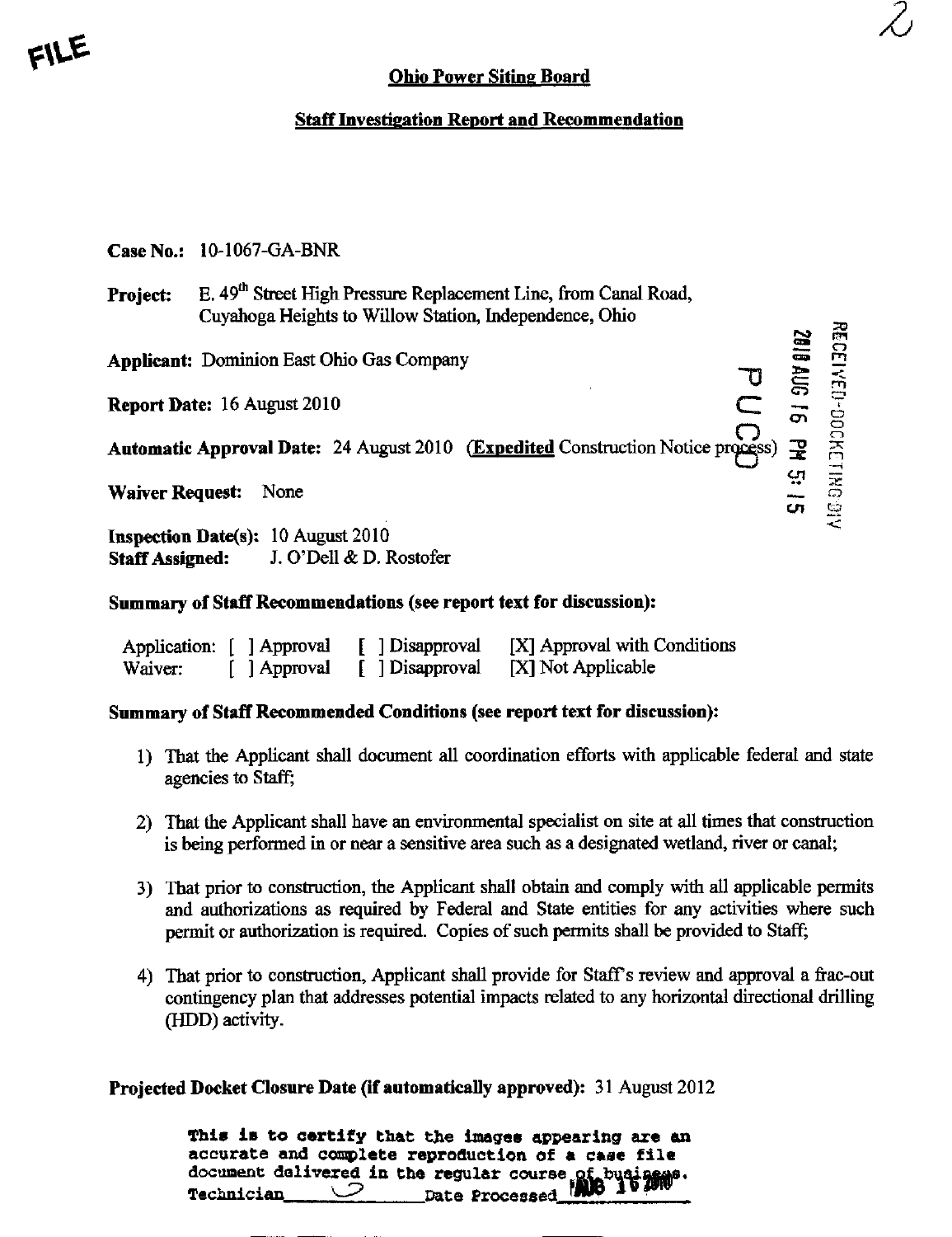FILE

## Ohio Power Siting Board

### Staff Investigation Report and Recommendation

**Case No.:** 10-1067-GA-BNR

**Project:** E. 49th Street High Pressure Replacement Line, from Canal Road, Cuyahoga Heights to Willow Station, Independence, Ohio

**Applicant:** Dominion East Ohio Gas Company

**Report Date:** 16 August 2010

**Automatic Approval Date:** 24 August 2010 (**Expedited** Construction Notice process)

**Waiver Request:** None

**Inspection Date(s):** 10 August 2010
**Staff Assigned:** J. O'Dell & D. Rostofer

RECEIVED-DOCKETING DIV
2010 AUG 16 PM 5:15
PUCO

### Summary of Staff Recommendations (see report text for discussion):

| | | | |
|---|---|---|---|
| Application: | [ ] Approval | [ ] Disapproval | [X] Approval with Conditions |
| Waiver: | [ ] Approval | [ ] Disapproval | [X] Not Applicable |

### Summary of Staff Recommended Conditions (see report text for discussion):

1) That the Applicant shall document all coordination efforts with applicable federal and state agencies to Staff;

2) That the Applicant shall have an environmental specialist on site at all times that construction is being performed in or near a sensitive area such as a designated wetland, river or canal;

3) That prior to construction, the Applicant shall obtain and comply with all applicable permits and authorizations as required by Federal and State entities for any activities where such permit or authorization is required. Copies of such permits shall be provided to Staff;

4) That prior to construction, Applicant shall provide for Staff's review and approval a frac-out contingency plan that addresses potential impacts related to any horizontal directional drilling (HDD) activity.

**Projected Docket Closure Date (if automatically approved):** 31 August 2012

This is to certify that the images appearing are an accurate and complete reproduction of a case file document delivered in the regular course of business.
Technician ___ Date Processed AUG 16 2010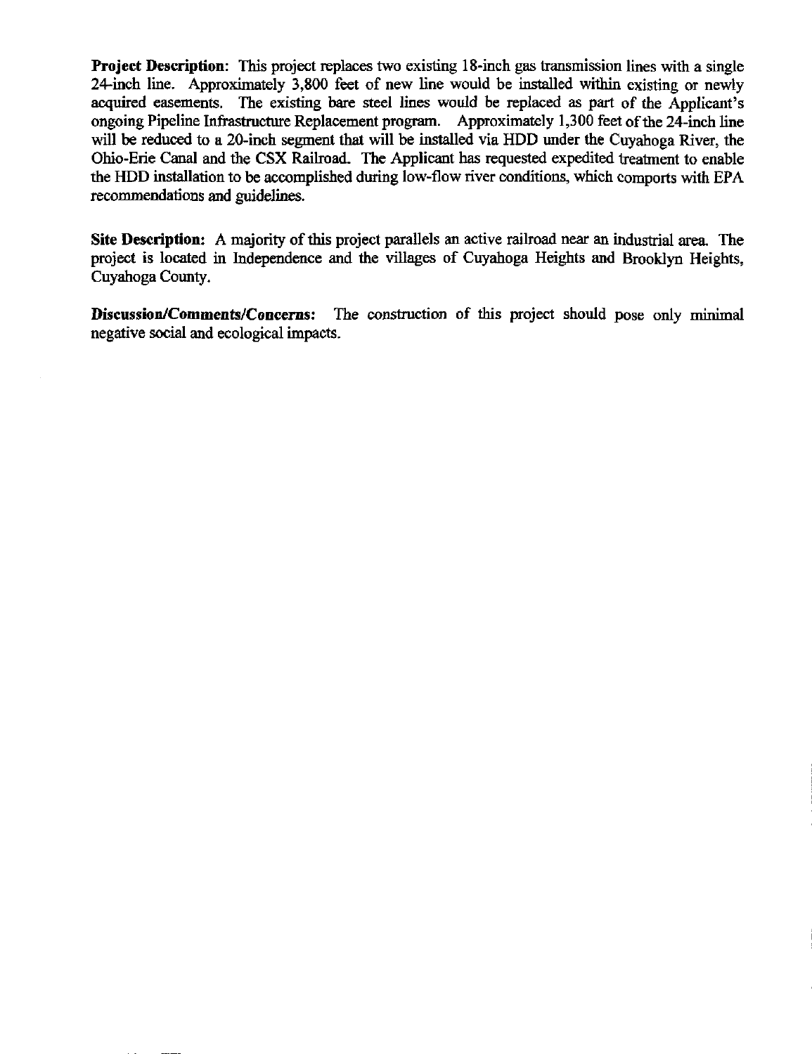**Project Description:** This project replaces two existing 18-inch gas transmission lines with a single 24-inch line. Approximately 3,800 feet of new line would be installed within existing or newly acquired easements. The existing bare steel lines would be replaced as part of the Applicant's ongoing Pipeline Infrastructure Replacement program. Approximately 1,300 feet of the 24-inch line will be reduced to a 20-inch segment that will be installed via HDD under the Cuyahoga River, the Ohio-Erie Canal and the CSX Railroad. The Applicant has requested expedited treatment to enable the HDD installation to be accomplished during low-flow river conditions, which comports with EPA recommendations and guidelines.

**Site Description:** A majority of this project parallels an active railroad near an industrial area. The project is located in Independence and the villages of Cuyahoga Heights and Brooklyn Heights, Cuyahoga County.

**Discussion/Comments/Concerns:** The construction of this project should pose only minimal negative social and ecological impacts.